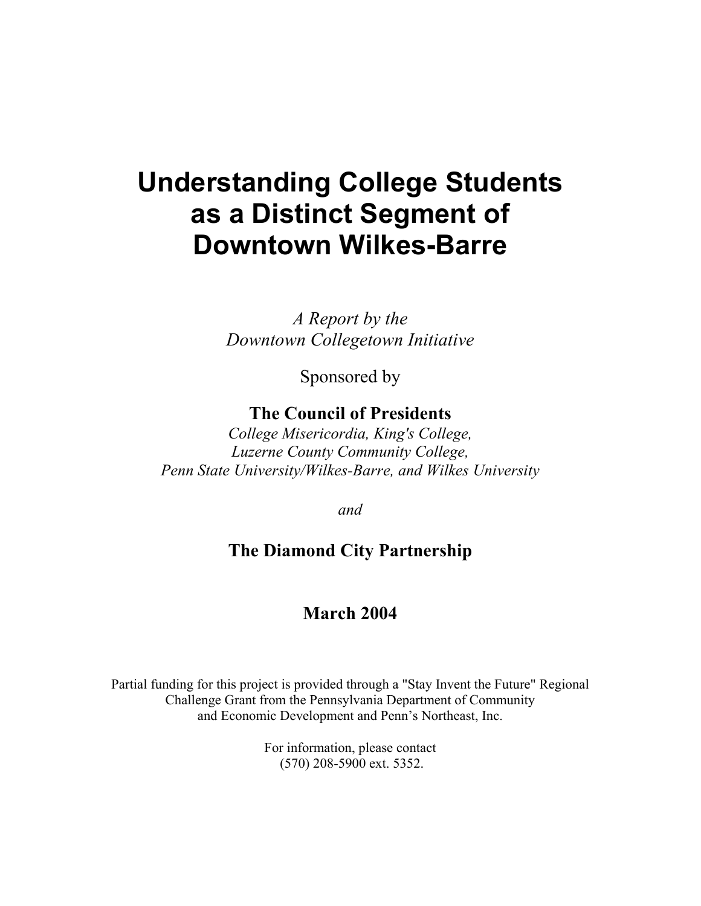# Understanding College Students as a Distinct Segment of Downtown Wilkes-Barre

*A Report by the*
*Downtown Collegetown Initiative*

Sponsored by

**The Council of Presidents**

*College Misericordia, King's College,*
*Luzerne County Community College,*
*Penn State University/Wilkes-Barre, and Wilkes University*

*and*

**The Diamond City Partnership**

**March 2004**

Partial funding for this project is provided through a "Stay Invent the Future" Regional Challenge Grant from the Pennsylvania Department of Community and Economic Development and Penn's Northeast, Inc.

For information, please contact
(570) 208-5900 ext. 5352.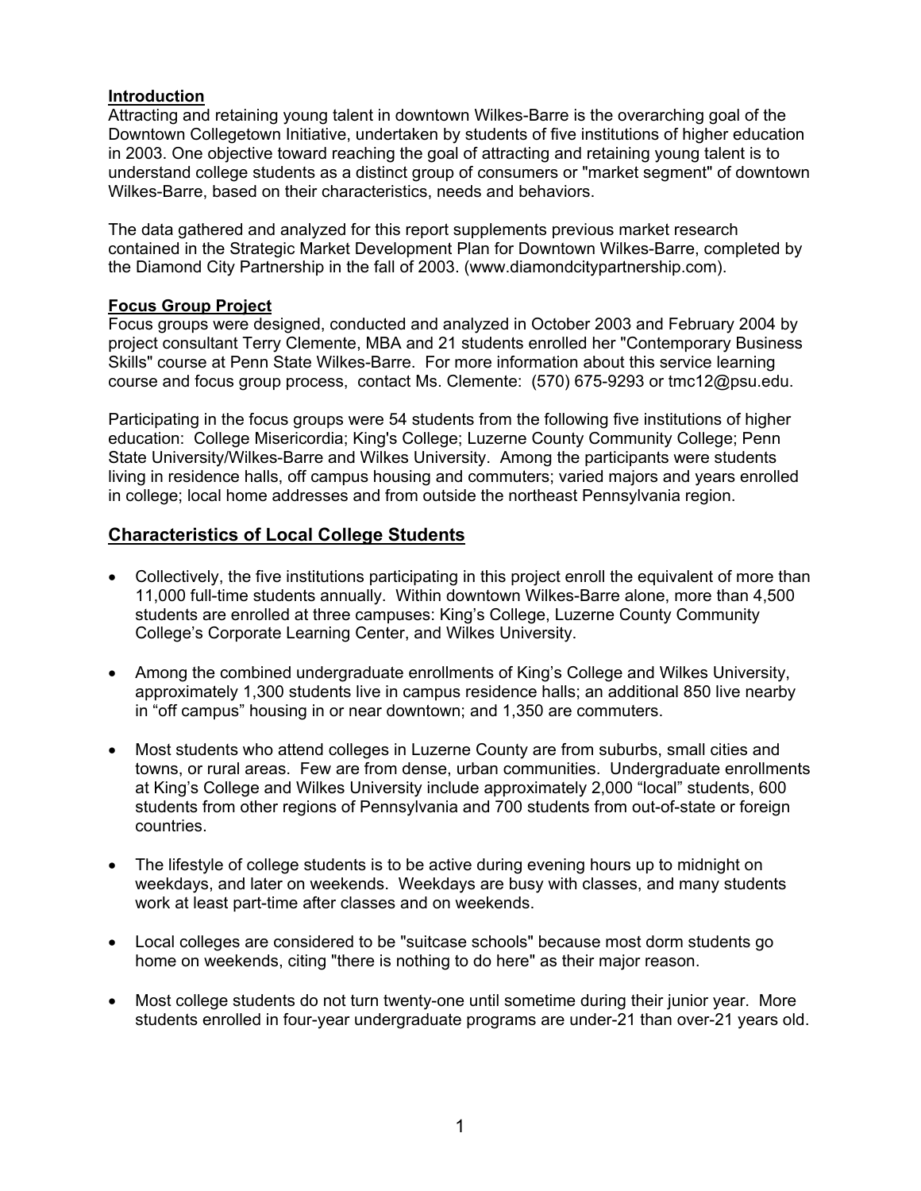## Introduction

Attracting and retaining young talent in downtown Wilkes-Barre is the overarching goal of the Downtown Collegetown Initiative, undertaken by students of five institutions of higher education in 2003. One objective toward reaching the goal of attracting and retaining young talent is to understand college students as a distinct group of consumers or "market segment" of downtown Wilkes-Barre, based on their characteristics, needs and behaviors.

The data gathered and analyzed for this report supplements previous market research contained in the Strategic Market Development Plan for Downtown Wilkes-Barre, completed by the Diamond City Partnership in the fall of 2003. (www.diamondcitypartnership.com).

## Focus Group Project

Focus groups were designed, conducted and analyzed in October 2003 and February 2004 by project consultant Terry Clemente, MBA and 21 students enrolled her "Contemporary Business Skills" course at Penn State Wilkes-Barre. For more information about this service learning course and focus group process, contact Ms. Clemente: (570) 675-9293 or tmc12@psu.edu.

Participating in the focus groups were 54 students from the following five institutions of higher education: College Misericordia; King's College; Luzerne County Community College; Penn State University/Wilkes-Barre and Wilkes University. Among the participants were students living in residence halls, off campus housing and commuters; varied majors and years enrolled in college; local home addresses and from outside the northeast Pennsylvania region.

## Characteristics of Local College Students

- Collectively, the five institutions participating in this project enroll the equivalent of more than 11,000 full-time students annually. Within downtown Wilkes-Barre alone, more than 4,500 students are enrolled at three campuses: King's College, Luzerne County Community College's Corporate Learning Center, and Wilkes University.

- Among the combined undergraduate enrollments of King's College and Wilkes University, approximately 1,300 students live in campus residence halls; an additional 850 live nearby in "off campus" housing in or near downtown; and 1,350 are commuters.

- Most students who attend colleges in Luzerne County are from suburbs, small cities and towns, or rural areas. Few are from dense, urban communities. Undergraduate enrollments at King's College and Wilkes University include approximately 2,000 "local" students, 600 students from other regions of Pennsylvania and 700 students from out-of-state or foreign countries.

- The lifestyle of college students is to be active during evening hours up to midnight on weekdays, and later on weekends. Weekdays are busy with classes, and many students work at least part-time after classes and on weekends.

- Local colleges are considered to be "suitcase schools" because most dorm students go home on weekends, citing "there is nothing to do here" as their major reason.

- Most college students do not turn twenty-one until sometime during their junior year. More students enrolled in four-year undergraduate programs are under-21 than over-21 years old.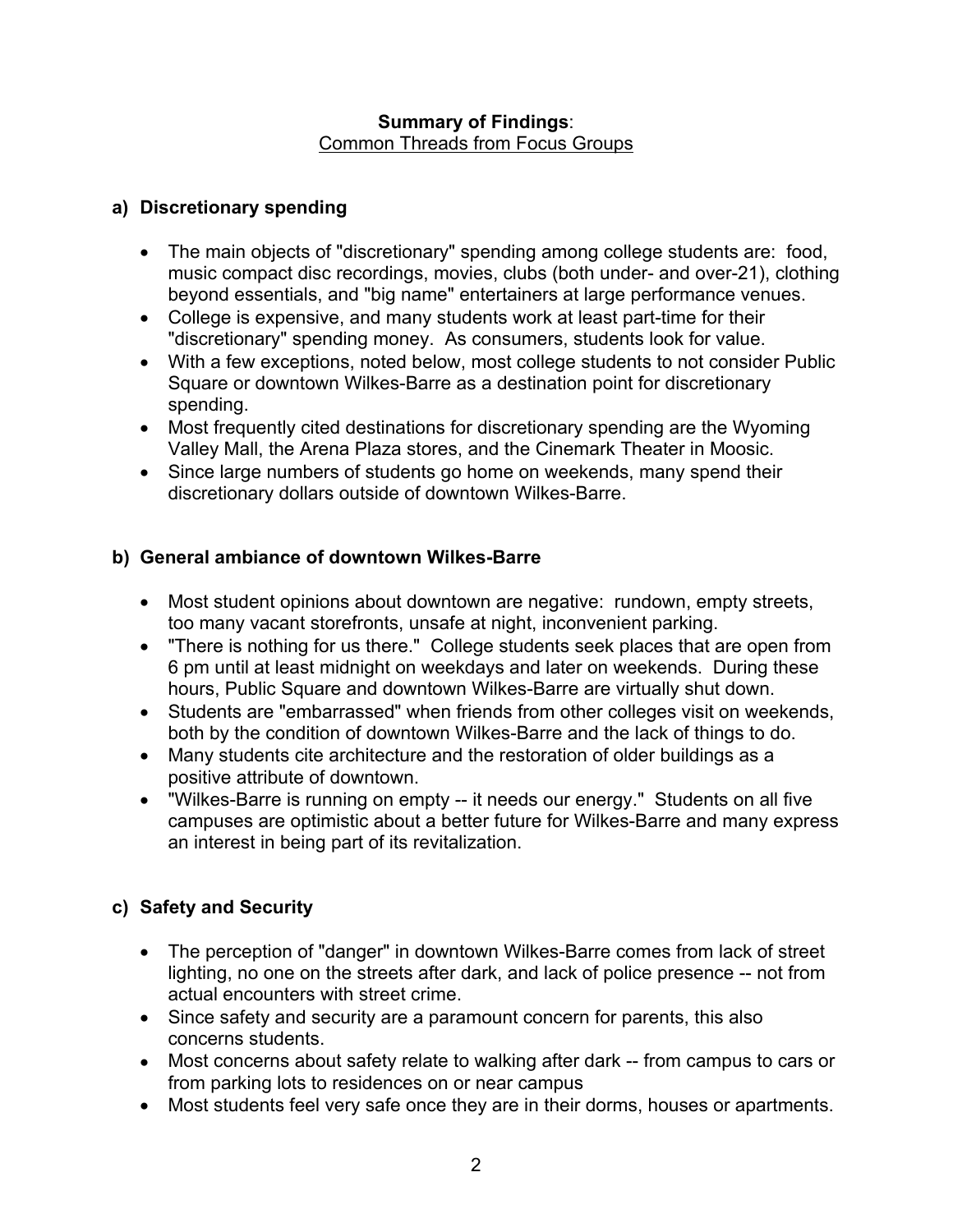**Summary of Findings**:
Common Threads from Focus Groups

## a) Discretionary spending

- The main objects of "discretionary" spending among college students are: food, music compact disc recordings, movies, clubs (both under- and over-21), clothing beyond essentials, and "big name" entertainers at large performance venues.
- College is expensive, and many students work at least part-time for their "discretionary" spending money. As consumers, students look for value.
- With a few exceptions, noted below, most college students to not consider Public Square or downtown Wilkes-Barre as a destination point for discretionary spending.
- Most frequently cited destinations for discretionary spending are the Wyoming Valley Mall, the Arena Plaza stores, and the Cinemark Theater in Moosic.
- Since large numbers of students go home on weekends, many spend their discretionary dollars outside of downtown Wilkes-Barre.

## b) General ambiance of downtown Wilkes-Barre

- Most student opinions about downtown are negative: rundown, empty streets, too many vacant storefronts, unsafe at night, inconvenient parking.
- "There is nothing for us there." College students seek places that are open from 6 pm until at least midnight on weekdays and later on weekends. During these hours, Public Square and downtown Wilkes-Barre are virtually shut down.
- Students are "embarrassed" when friends from other colleges visit on weekends, both by the condition of downtown Wilkes-Barre and the lack of things to do.
- Many students cite architecture and the restoration of older buildings as a positive attribute of downtown.
- "Wilkes-Barre is running on empty -- it needs our energy." Students on all five campuses are optimistic about a better future for Wilkes-Barre and many express an interest in being part of its revitalization.

## c) Safety and Security

- The perception of "danger" in downtown Wilkes-Barre comes from lack of street lighting, no one on the streets after dark, and lack of police presence -- not from actual encounters with street crime.
- Since safety and security are a paramount concern for parents, this also concerns students.
- Most concerns about safety relate to walking after dark -- from campus to cars or from parking lots to residences on or near campus
- Most students feel very safe once they are in their dorms, houses or apartments.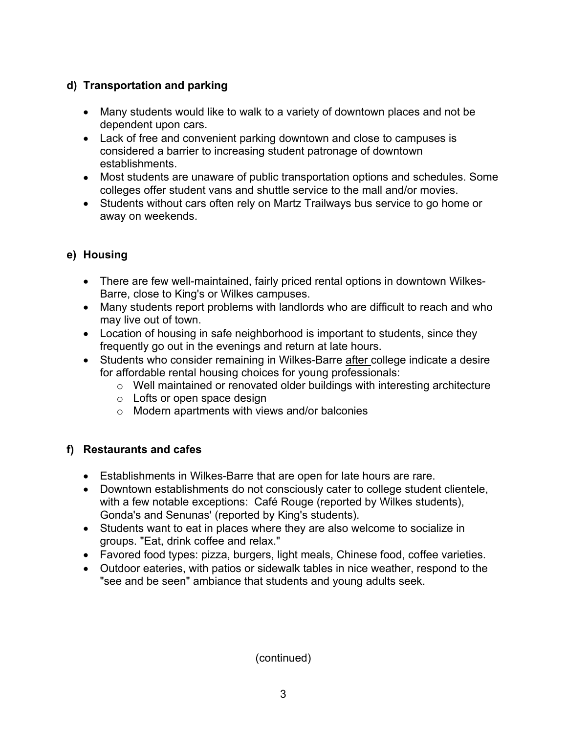**d) Transportation and parking**

- Many students would like to walk to a variety of downtown places and not be dependent upon cars.
- Lack of free and convenient parking downtown and close to campuses is considered a barrier to increasing student patronage of downtown establishments.
- Most students are unaware of public transportation options and schedules. Some colleges offer student vans and shuttle service to the mall and/or movies.
- Students without cars often rely on Martz Trailways bus service to go home or away on weekends.

**e) Housing**

- There are few well-maintained, fairly priced rental options in downtown Wilkes-Barre, close to King's or Wilkes campuses.
- Many students report problems with landlords who are difficult to reach and who may live out of town.
- Location of housing in safe neighborhood is important to students, since they frequently go out in the evenings and return at late hours.
- Students who consider remaining in Wilkes-Barre <u>after</u> college indicate a desire for affordable rental housing choices for young professionals:
  - Well maintained or renovated older buildings with interesting architecture
  - Lofts or open space design
  - Modern apartments with views and/or balconies

**f) Restaurants and cafes**

- Establishments in Wilkes-Barre that are open for late hours are rare.
- Downtown establishments do not consciously cater to college student clientele, with a few notable exceptions: Café Rouge (reported by Wilkes students), Gonda's and Senunas' (reported by King's students).
- Students want to eat in places where they are also welcome to socialize in groups. "Eat, drink coffee and relax."
- Favored food types: pizza, burgers, light meals, Chinese food, coffee varieties.
- Outdoor eateries, with patios or sidewalk tables in nice weather, respond to the "see and be seen" ambiance that students and young adults seek.

(continued)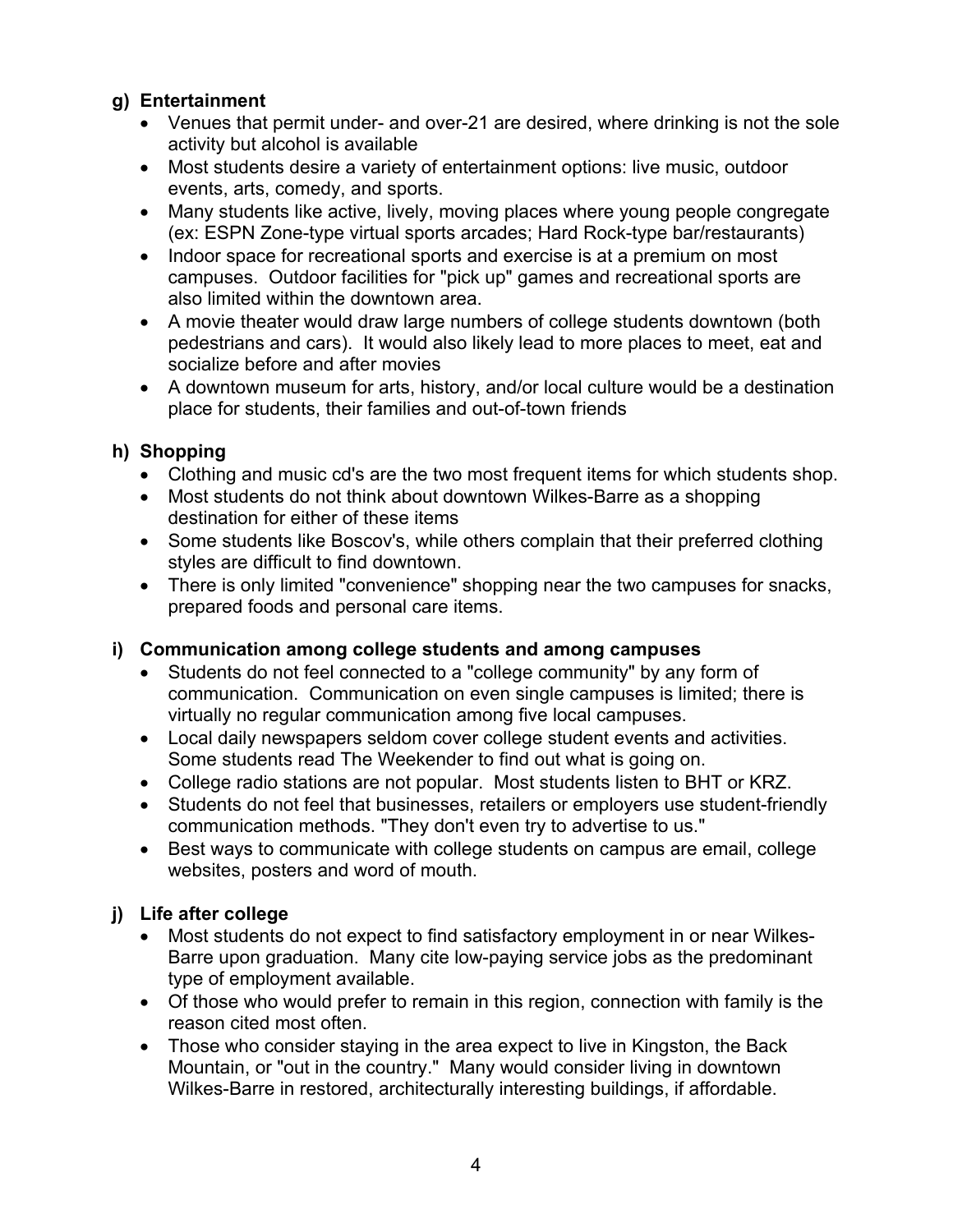**g) Entertainment**

- Venues that permit under- and over-21 are desired, where drinking is not the sole activity but alcohol is available
- Most students desire a variety of entertainment options: live music, outdoor events, arts, comedy, and sports.
- Many students like active, lively, moving places where young people congregate (ex: ESPN Zone-type virtual sports arcades; Hard Rock-type bar/restaurants)
- Indoor space for recreational sports and exercise is at a premium on most campuses. Outdoor facilities for "pick up" games and recreational sports are also limited within the downtown area.
- A movie theater would draw large numbers of college students downtown (both pedestrians and cars). It would also likely lead to more places to meet, eat and socialize before and after movies
- A downtown museum for arts, history, and/or local culture would be a destination place for students, their families and out-of-town friends

**h) Shopping**

- Clothing and music cd's are the two most frequent items for which students shop.
- Most students do not think about downtown Wilkes-Barre as a shopping destination for either of these items
- Some students like Boscov's, while others complain that their preferred clothing styles are difficult to find downtown.
- There is only limited "convenience" shopping near the two campuses for snacks, prepared foods and personal care items.

**i) Communication among college students and among campuses**

- Students do not feel connected to a "college community" by any form of communication. Communication on even single campuses is limited; there is virtually no regular communication among five local campuses.
- Local daily newspapers seldom cover college student events and activities. Some students read The Weekender to find out what is going on.
- College radio stations are not popular. Most students listen to BHT or KRZ.
- Students do not feel that businesses, retailers or employers use student-friendly communication methods. "They don't even try to advertise to us."
- Best ways to communicate with college students on campus are email, college websites, posters and word of mouth.

**j) Life after college**

- Most students do not expect to find satisfactory employment in or near Wilkes-Barre upon graduation. Many cite low-paying service jobs as the predominant type of employment available.
- Of those who would prefer to remain in this region, connection with family is the reason cited most often.
- Those who consider staying in the area expect to live in Kingston, the Back Mountain, or "out in the country." Many would consider living in downtown Wilkes-Barre in restored, architecturally interesting buildings, if affordable.